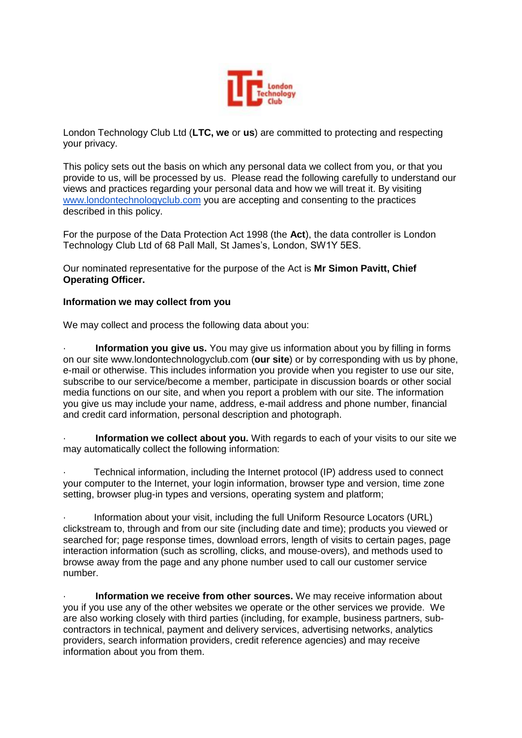London Technology Club Ltd (**LTC, we** or **us**) are committed to protecting and respecting your privacy.

This policy sets out the basis on which any personal data we collect from you, or that you provide to us, will be processed by us. Please read the following carefully to understand our views and practices regarding your personal data and how we will treat it. By visiting www.londontechnologyclub.com you are accepting and consenting to the practices described in this policy.

For the purpose of the Data Protection Act 1998 (the **Act**), the data controller is London Technology Club Ltd of 68 Pall Mall, St James's, London, SW1Y 5ES.

Our nominated representative for the purpose of the Act is **Mr Simon Pavitt, Chief Operating Officer.**

**Information we may collect from you**

We may collect and process the following data about you:

- **Information you give us.** You may give us information about you by filling in forms on our site www.londontechnologyclub.com (**our site**) or by corresponding with us by phone, e-mail or otherwise. This includes information you provide when you register to use our site, subscribe to our service/become a member, participate in discussion boards or other social media functions on our site, and when you report a problem with our site. The information you give us may include your name, address, e-mail address and phone number, financial and credit card information, personal description and photograph.

- **Information we collect about you.** With regards to each of your visits to our site we may automatically collect the following information:

- Technical information, including the Internet protocol (IP) address used to connect your computer to the Internet, your login information, browser type and version, time zone setting, browser plug-in types and versions, operating system and platform;

- Information about your visit, including the full Uniform Resource Locators (URL) clickstream to, through and from our site (including date and time); products you viewed or searched for; page response times, download errors, length of visits to certain pages, page interaction information (such as scrolling, clicks, and mouse-overs), and methods used to browse away from the page and any phone number used to call our customer service number.

- **Information we receive from other sources.** We may receive information about you if you use any of the other websites we operate or the other services we provide. We are also working closely with third parties (including, for example, business partners, sub-contractors in technical, payment and delivery services, advertising networks, analytics providers, search information providers, credit reference agencies) and may receive information about you from them.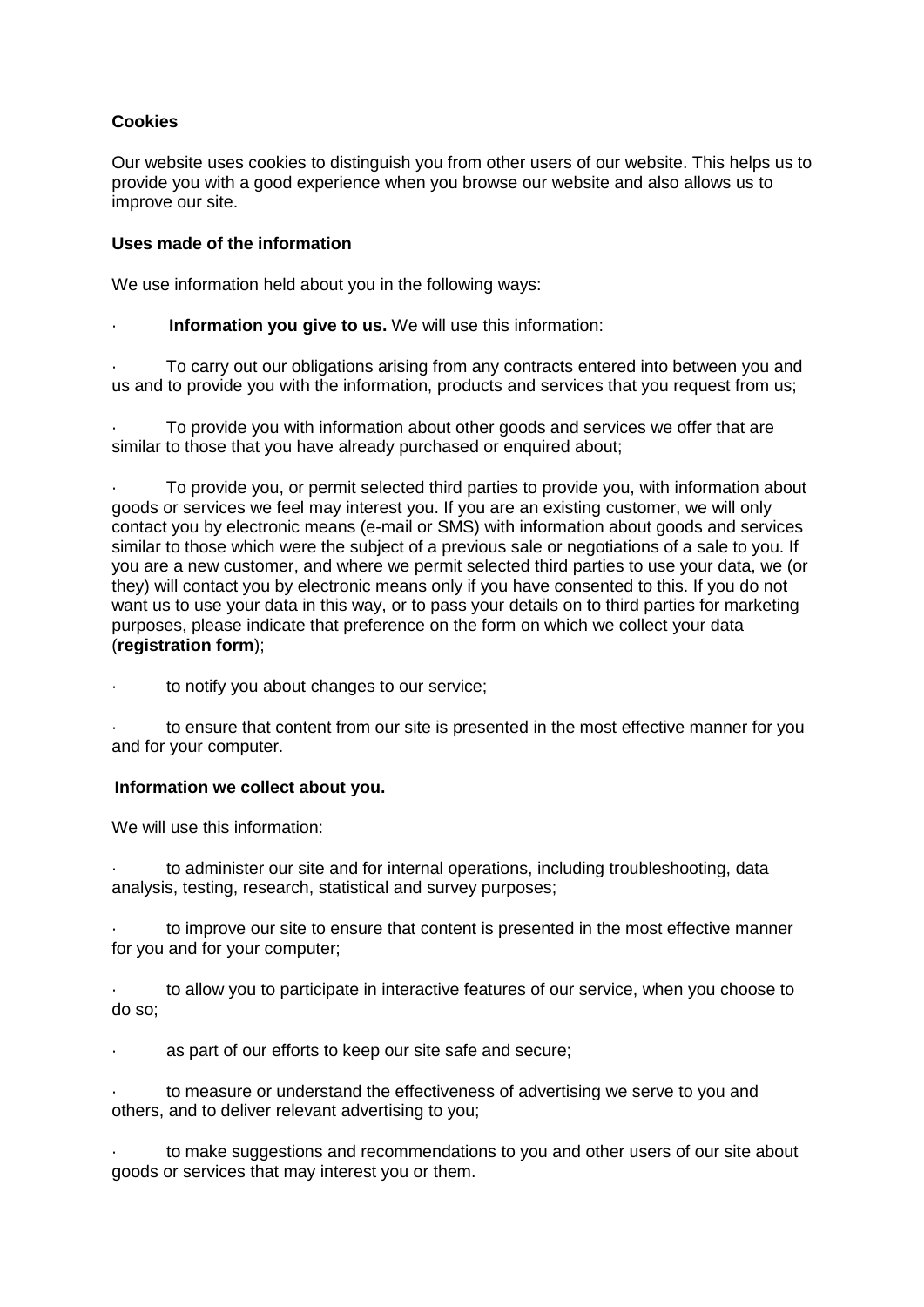**Cookies**

Our website uses cookies to distinguish you from other users of our website. This helps us to provide you with a good experience when you browse our website and also allows us to improve our site.

**Uses made of the information**

We use information held about you in the following ways:

- **Information you give to us.** We will use this information:

- To carry out our obligations arising from any contracts entered into between you and us and to provide you with the information, products and services that you request from us;

- To provide you with information about other goods and services we offer that are similar to those that you have already purchased or enquired about;

- To provide you, or permit selected third parties to provide you, with information about goods or services we feel may interest you. If you are an existing customer, we will only contact you by electronic means (e-mail or SMS) with information about goods and services similar to those which were the subject of a previous sale or negotiations of a sale to you. If you are a new customer, and where we permit selected third parties to use your data, we (or they) will contact you by electronic means only if you have consented to this. If you do not want us to use your data in this way, or to pass your details on to third parties for marketing purposes, please indicate that preference on the form on which we collect your data (**registration form**);

- to notify you about changes to our service;

- to ensure that content from our site is presented in the most effective manner for you and for your computer.

**Information we collect about you.**

We will use this information:

- to administer our site and for internal operations, including troubleshooting, data analysis, testing, research, statistical and survey purposes;

- to improve our site to ensure that content is presented in the most effective manner for you and for your computer;

- to allow you to participate in interactive features of our service, when you choose to do so;

- as part of our efforts to keep our site safe and secure;

- to measure or understand the effectiveness of advertising we serve to you and others, and to deliver relevant advertising to you;

- to make suggestions and recommendations to you and other users of our site about goods or services that may interest you or them.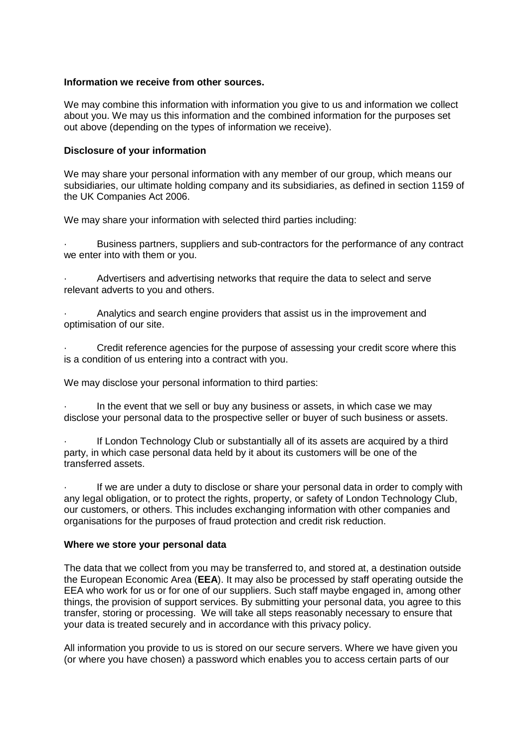**Information we receive from other sources.**

We may combine this information with information you give to us and information we collect about you. We may us this information and the combined information for the purposes set out above (depending on the types of information we receive).

**Disclosure of your information**

We may share your personal information with any member of our group, which means our subsidiaries, our ultimate holding company and its subsidiaries, as defined in section 1159 of the UK Companies Act 2006.

We may share your information with selected third parties including:

- Business partners, suppliers and sub-contractors for the performance of any contract we enter into with them or you.
- Advertisers and advertising networks that require the data to select and serve relevant adverts to you and others.
- Analytics and search engine providers that assist us in the improvement and optimisation of our site.
- Credit reference agencies for the purpose of assessing your credit score where this is a condition of us entering into a contract with you.

We may disclose your personal information to third parties:

- In the event that we sell or buy any business or assets, in which case we may disclose your personal data to the prospective seller or buyer of such business or assets.
- If London Technology Club or substantially all of its assets are acquired by a third party, in which case personal data held by it about its customers will be one of the transferred assets.
- If we are under a duty to disclose or share your personal data in order to comply with any legal obligation, or to protect the rights, property, or safety of London Technology Club, our customers, or others. This includes exchanging information with other companies and organisations for the purposes of fraud protection and credit risk reduction.

**Where we store your personal data**

The data that we collect from you may be transferred to, and stored at, a destination outside the European Economic Area (**EEA**). It may also be processed by staff operating outside the EEA who work for us or for one of our suppliers. Such staff maybe engaged in, among other things, the provision of support services. By submitting your personal data, you agree to this transfer, storing or processing. We will take all steps reasonably necessary to ensure that your data is treated securely and in accordance with this privacy policy.

All information you provide to us is stored on our secure servers. Where we have given you (or where you have chosen) a password which enables you to access certain parts of our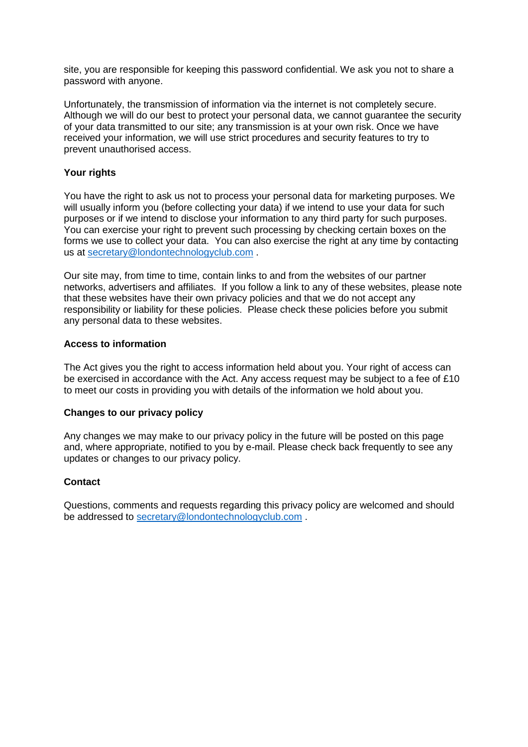site, you are responsible for keeping this password confidential. We ask you not to share a password with anyone.

Unfortunately, the transmission of information via the internet is not completely secure. Although we will do our best to protect your personal data, we cannot guarantee the security of your data transmitted to our site; any transmission is at your own risk. Once we have received your information, we will use strict procedures and security features to try to prevent unauthorised access.

**Your rights**

You have the right to ask us not to process your personal data for marketing purposes. We will usually inform you (before collecting your data) if we intend to use your data for such purposes or if we intend to disclose your information to any third party for such purposes. You can exercise your right to prevent such processing by checking certain boxes on the forms we use to collect your data. You can also exercise the right at any time by contacting us at secretary@londontechnologyclub.com .

Our site may, from time to time, contain links to and from the websites of our partner networks, advertisers and affiliates. If you follow a link to any of these websites, please note that these websites have their own privacy policies and that we do not accept any responsibility or liability for these policies. Please check these policies before you submit any personal data to these websites.

**Access to information**

The Act gives you the right to access information held about you. Your right of access can be exercised in accordance with the Act. Any access request may be subject to a fee of £10 to meet our costs in providing you with details of the information we hold about you.

**Changes to our privacy policy**

Any changes we may make to our privacy policy in the future will be posted on this page and, where appropriate, notified to you by e-mail. Please check back frequently to see any updates or changes to our privacy policy.

**Contact**

Questions, comments and requests regarding this privacy policy are welcomed and should be addressed to secretary@londontechnologyclub.com .